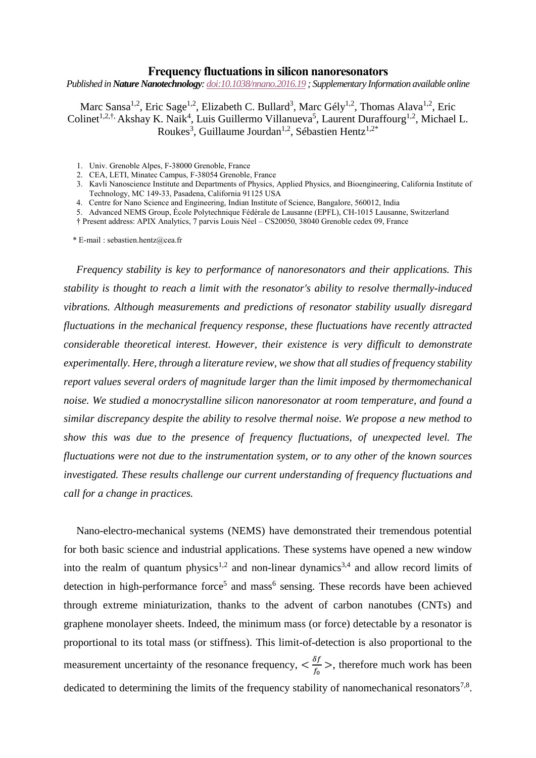# Frequency fluctuations in silicon nanoresonators

*Published in **Nature Nanotechnology**: doi:10.1038/nnano.2016.19 ; Supplementary Information available online*

Marc Sansa[1,2], Eric Sage[1,2], Elizabeth C. Bullard[3], Marc Gély[1,2], Thomas Alava[1,2], Eric Colinet[1,2,†], Akshay K. Naik[4], Luis Guillermo Villanueva[5], Laurent Duraffourg[1,2], Michael L. Roukes[3], Guillaume Jourdan[1,2], Sébastien Hentz[1,2*]

1. Univ. Grenoble Alpes, F-38000 Grenoble, France
2. CEA, LETI, Minatec Campus, F-38054 Grenoble, France
3. Kavli Nanoscience Institute and Departments of Physics, Applied Physics, and Bioengineering, California Institute of Technology, MC 149-33, Pasadena, California 91125 USA
4. Centre for Nano Science and Engineering, Indian Institute of Science, Bangalore, 560012, India
5. Advanced NEMS Group, École Polytechnique Fédérale de Lausanne (EPFL), CH-1015 Lausanne, Switzerland

† Present address: APIX Analytics, 7 parvis Louis Néel – CS20050, 38040 Grenoble cedex 09, France

\* E-mail : sebastien.hentz@cea.fr

*Frequency stability is key to performance of nanoresonators and their applications. This stability is thought to reach a limit with the resonator's ability to resolve thermally-induced vibrations. Although measurements and predictions of resonator stability usually disregard fluctuations in the mechanical frequency response, these fluctuations have recently attracted considerable theoretical interest. However, their existence is very difficult to demonstrate experimentally. Here, through a literature review, we show that all studies of frequency stability report values several orders of magnitude larger than the limit imposed by thermomechanical noise. We studied a monocrystalline silicon nanoresonator at room temperature, and found a similar discrepancy despite the ability to resolve thermal noise. We propose a new method to show this was due to the presence of frequency fluctuations, of unexpected level. The fluctuations were not due to the instrumentation system, or to any other of the known sources investigated. These results challenge our current understanding of frequency fluctuations and call for a change in practices.*

Nano-electro-mechanical systems (NEMS) have demonstrated their tremendous potential for both basic science and industrial applications. These systems have opened a new window into the realm of quantum physics[1,2] and non-linear dynamics[3,4] and allow record limits of detection in high-performance force[5] and mass[6] sensing. These records have been achieved through extreme miniaturization, thanks to the advent of carbon nanotubes (CNTs) and graphene monolayer sheets. Indeed, the minimum mass (or force) detectable by a resonator is proportional to its total mass (or stiffness). This limit-of-detection is also proportional to the measurement uncertainty of the resonance frequency, $<\frac{\delta f}{f_0}>$, therefore much work has been dedicated to determining the limits of the frequency stability of nanomechanical resonators[7,8].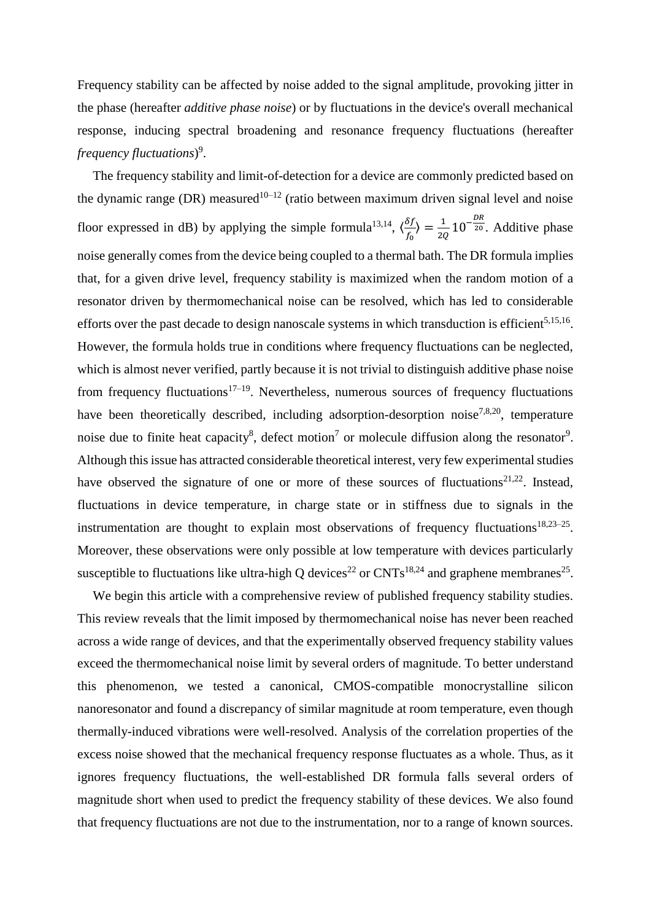Frequency stability can be affected by noise added to the signal amplitude, provoking jitter in the phase (hereafter *additive phase noise*) or by fluctuations in the device's overall mechanical response, inducing spectral broadening and resonance frequency fluctuations (hereafter *frequency fluctuations*)[9].

The frequency stability and limit-of-detection for a device are commonly predicted based on the dynamic range (DR) measured[10–12] (ratio between maximum driven signal level and noise floor expressed in dB) by applying the simple formula[13,14], $\langle\frac{\delta f}{f_0}\rangle = \frac{1}{2Q}10^{-\frac{DR}{20}}$. Additive phase noise generally comes from the device being coupled to a thermal bath. The DR formula implies that, for a given drive level, frequency stability is maximized when the random motion of a resonator driven by thermomechanical noise can be resolved, which has led to considerable efforts over the past decade to design nanoscale systems in which transduction is efficient[5,15,16]. However, the formula holds true in conditions where frequency fluctuations can be neglected, which is almost never verified, partly because it is not trivial to distinguish additive phase noise from frequency fluctuations[17–19]. Nevertheless, numerous sources of frequency fluctuations have been theoretically described, including adsorption-desorption noise[7,8,20], temperature noise due to finite heat capacity[8], defect motion[7] or molecule diffusion along the resonator[9]. Although this issue has attracted considerable theoretical interest, very few experimental studies have observed the signature of one or more of these sources of fluctuations[21,22]. Instead, fluctuations in device temperature, in charge state or in stiffness due to signals in the instrumentation are thought to explain most observations of frequency fluctuations[18,23–25]. Moreover, these observations were only possible at low temperature with devices particularly susceptible to fluctuations like ultra-high Q devices[22] or CNTs[18,24] and graphene membranes[25].

We begin this article with a comprehensive review of published frequency stability studies. This review reveals that the limit imposed by thermomechanical noise has never been reached across a wide range of devices, and that the experimentally observed frequency stability values exceed the thermomechanical noise limit by several orders of magnitude. To better understand this phenomenon, we tested a canonical, CMOS-compatible monocrystalline silicon nanoresonator and found a discrepancy of similar magnitude at room temperature, even though thermally-induced vibrations were well-resolved. Analysis of the correlation properties of the excess noise showed that the mechanical frequency response fluctuates as a whole. Thus, as it ignores frequency fluctuations, the well-established DR formula falls several orders of magnitude short when used to predict the frequency stability of these devices. We also found that frequency fluctuations are not due to the instrumentation, nor to a range of known sources.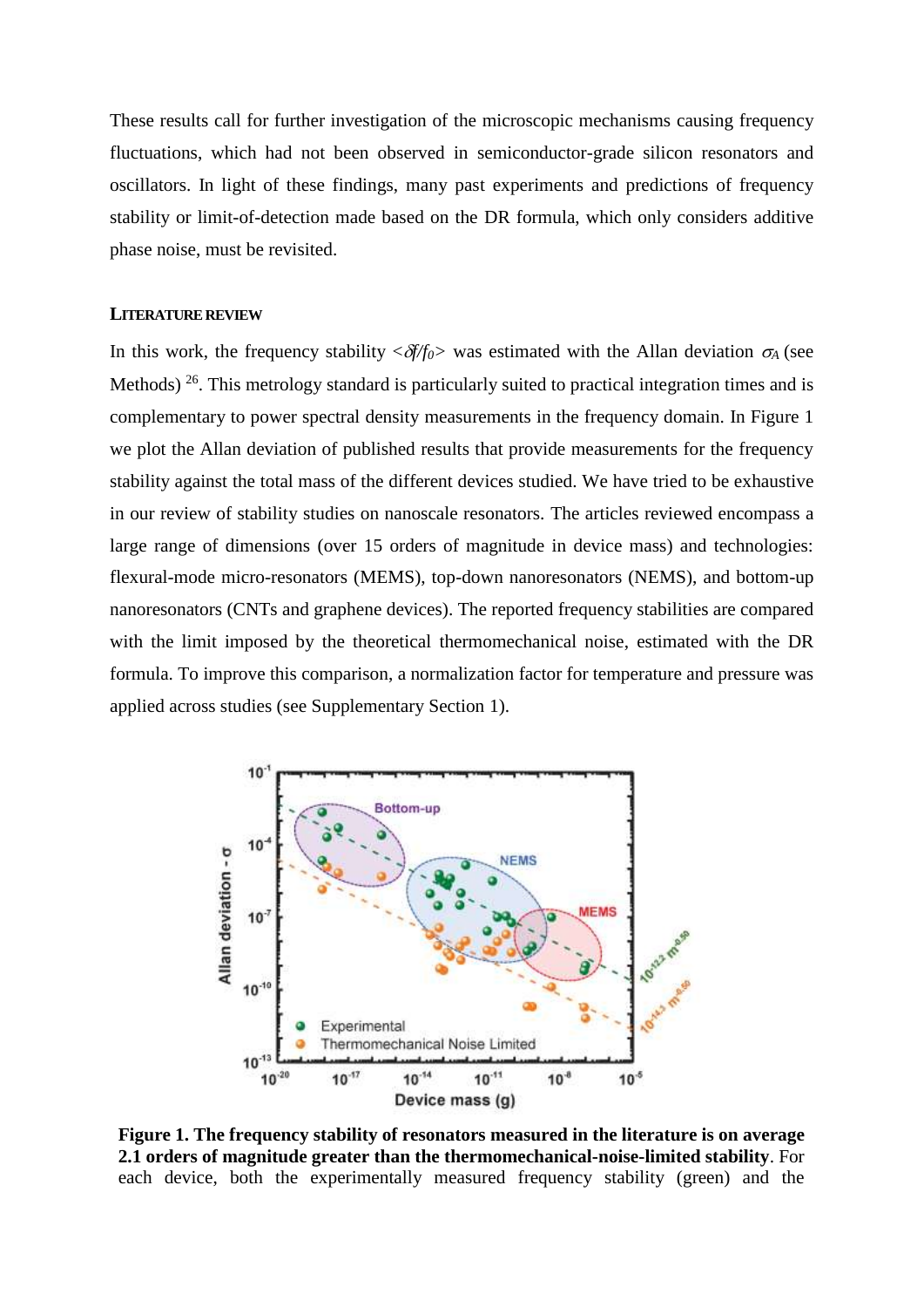These results call for further investigation of the microscopic mechanisms causing frequency fluctuations, which had not been observed in semiconductor-grade silicon resonators and oscillators. In light of these findings, many past experiments and predictions of frequency stability or limit-of-detection made based on the DR formula, which only considers additive phase noise, must be revisited.

## LITERATURE REVIEW

In this work, the frequency stability $<\delta f/f_0>$ was estimated with the Allan deviation $\sigma_A$ (see Methods) [26]. This metrology standard is particularly suited to practical integration times and is complementary to power spectral density measurements in the frequency domain. In Figure 1 we plot the Allan deviation of published results that provide measurements for the frequency stability against the total mass of the different devices studied. We have tried to be exhaustive in our review of stability studies on nanoscale resonators. The articles reviewed encompass a large range of dimensions (over 15 orders of magnitude in device mass) and technologies: flexural-mode micro-resonators (MEMS), top-down nanoresonators (NEMS), and bottom-up nanoresonators (CNTs and graphene devices). The reported frequency stabilities are compared with the limit imposed by the theoretical thermomechanical noise, estimated with the DR formula. To improve this comparison, a normalization factor for temperature and pressure was applied across studies (see Supplementary Section 1).

**Figure 1. The frequency stability of resonators measured in the literature is on average 2.1 orders of magnitude greater than the thermomechanical-noise-limited stability**. For each device, both the experimentally measured frequency stability (green) and the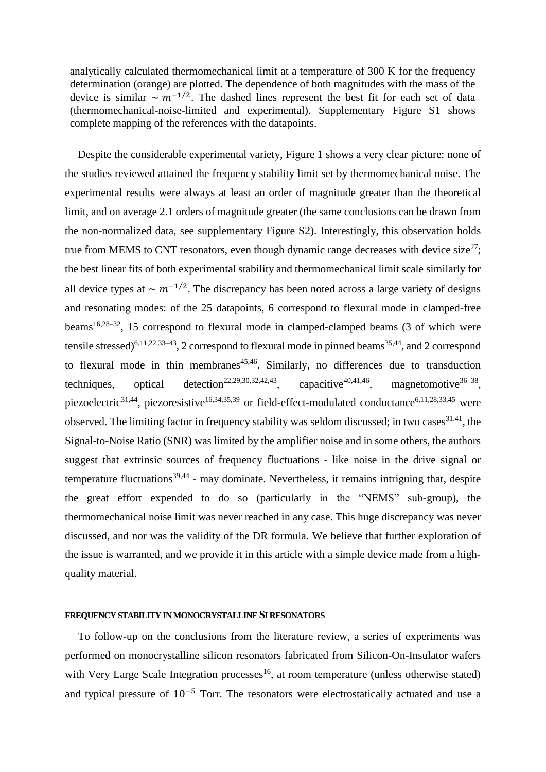analytically calculated thermomechanical limit at a temperature of 300 K for the frequency determination (orange) are plotted. The dependence of both magnitudes with the mass of the device is similar $\sim m^{-1/2}$. The dashed lines represent the best fit for each set of data (thermomechanical-noise-limited and experimental). Supplementary Figure S1 shows complete mapping of the references with the datapoints.

Despite the considerable experimental variety, Figure 1 shows a very clear picture: none of the studies reviewed attained the frequency stability limit set by thermomechanical noise. The experimental results were always at least an order of magnitude greater than the theoretical limit, and on average 2.1 orders of magnitude greater (the same conclusions can be drawn from the non-normalized data, see supplementary Figure S2). Interestingly, this observation holds true from MEMS to CNT resonators, even though dynamic range decreases with device size[27]; the best linear fits of both experimental stability and thermomechanical limit scale similarly for all device types at $\sim m^{-1/2}$. The discrepancy has been noted across a large variety of designs and resonating modes: of the 25 datapoints, 6 correspond to flexural mode in clamped-free beams[16,28–32], 15 correspond to flexural mode in clamped-clamped beams (3 of which were tensile stressed)[6,11,22,33–43], 2 correspond to flexural mode in pinned beams[35,44], and 2 correspond to flexural mode in thin membranes[45,46]. Similarly, no differences due to transduction techniques, optical detection[22,29,30,32,42,43], capacitive[40,41,46], magnetomotive[36–38], piezoelectric[31,44], piezoresistive[16,34,35,39] or field-effect-modulated conductance[6,11,28,33,45] were observed. The limiting factor in frequency stability was seldom discussed; in two cases[31,41], the Signal-to-Noise Ratio (SNR) was limited by the amplifier noise and in some others, the authors suggest that extrinsic sources of frequency fluctuations - like noise in the drive signal or temperature fluctuations[39,44] - may dominate. Nevertheless, it remains intriguing that, despite the great effort expended to do so (particularly in the "NEMS" sub-group), the thermomechanical noise limit was never reached in any case. This huge discrepancy was never discussed, and nor was the validity of the DR formula. We believe that further exploration of the issue is warranted, and we provide it in this article with a simple device made from a high-quality material.

## FREQUENCY STABILITY IN MONOCRYSTALLINE SI RESONATORS

To follow-up on the conclusions from the literature review, a series of experiments was performed on monocrystalline silicon resonators fabricated from Silicon-On-Insulator wafers with Very Large Scale Integration processes[16], at room temperature (unless otherwise stated) and typical pressure of $10^{-5}$ Torr. The resonators were electrostatically actuated and use a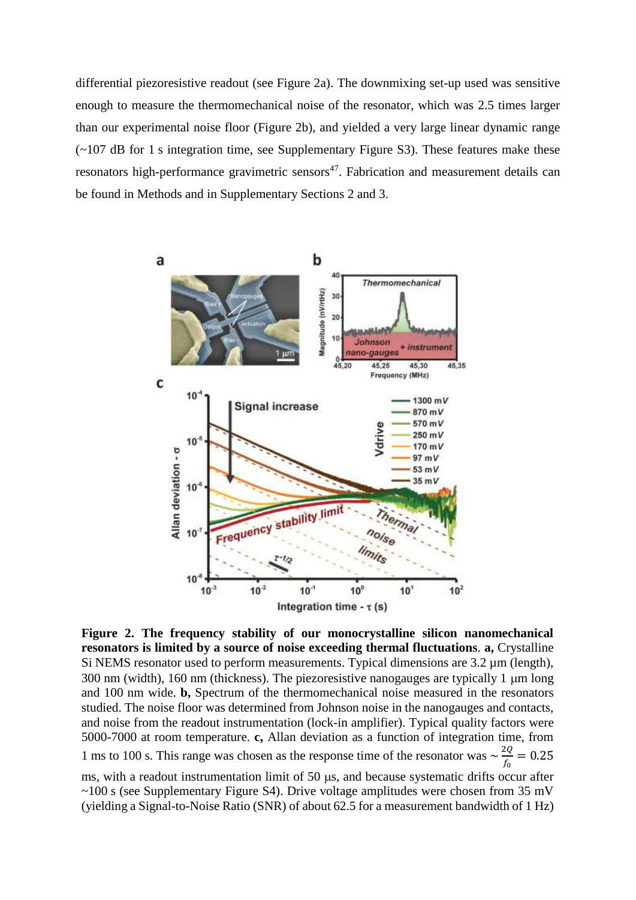differential piezoresistive readout (see Figure 2a). The downmixing set-up used was sensitive enough to measure the thermomechanical noise of the resonator, which was 2.5 times larger than our experimental noise floor (Figure 2b), and yielded a very large linear dynamic range (~107 dB for 1 s integration time, see Supplementary Figure S3). These features make these resonators high-performance gravimetric sensors[47]. Fabrication and measurement details can be found in Methods and in Supplementary Sections 2 and 3.

**Figure 2. The frequency stability of our monocrystalline silicon nanomechanical resonators is limited by a source of noise exceeding thermal fluctuations**. **a,** Crystalline Si NEMS resonator used to perform measurements. Typical dimensions are 3.2 μm (length), 300 nm (width), 160 nm (thickness). The piezoresistive nanogauges are typically 1 μm long and 100 nm wide. **b,** Spectrum of the thermomechanical noise measured in the resonators studied. The noise floor was determined from Johnson noise in the nanogauges and contacts, and noise from the readout instrumentation (lock-in amplifier). Typical quality factors were 5000-7000 at room temperature. **c,** Allan deviation as a function of integration time, from 1 ms to 100 s. This range was chosen as the response time of the resonator was $\sim \frac{2Q}{f_0} = 0.25$ ms, with a readout instrumentation limit of 50 μs, and because systematic drifts occur after ~100 s (see Supplementary Figure S4). Drive voltage amplitudes were chosen from 35 mV (yielding a Signal-to-Noise Ratio (SNR) of about 62.5 for a measurement bandwidth of 1 Hz)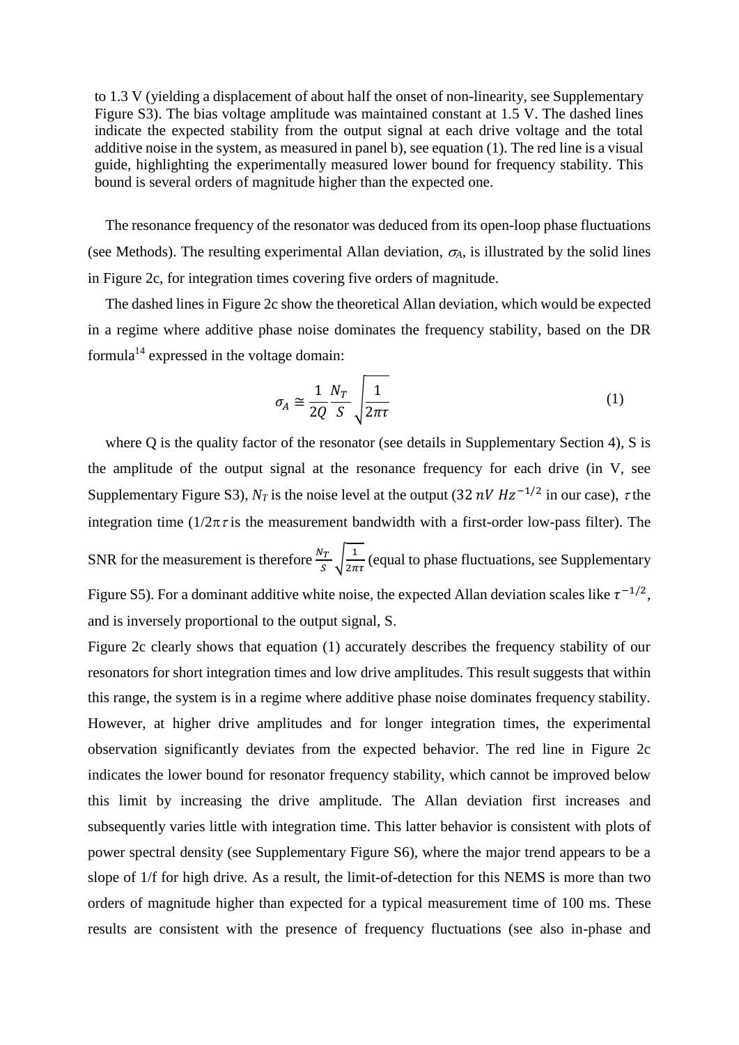to 1.3 V (yielding a displacement of about half the onset of non-linearity, see Supplementary Figure S3). The bias voltage amplitude was maintained constant at 1.5 V. The dashed lines indicate the expected stability from the output signal at each drive voltage and the total additive noise in the system, as measured in panel b), see equation (1). The red line is a visual guide, highlighting the experimentally measured lower bound for frequency stability. This bound is several orders of magnitude higher than the expected one.

The resonance frequency of the resonator was deduced from its open-loop phase fluctuations (see Methods). The resulting experimental Allan deviation, $\sigma_A$, is illustrated by the solid lines in Figure 2c, for integration times covering five orders of magnitude.

The dashed lines in Figure 2c show the theoretical Allan deviation, which would be expected in a regime where additive phase noise dominates the frequency stability, based on the DR formula[14] expressed in the voltage domain:

$$\sigma_A \cong \frac{1}{2Q}\frac{N_T}{S}\sqrt{\frac{1}{2\pi\tau}} \tag{1}$$

where Q is the quality factor of the resonator (see details in Supplementary Section 4), S is the amplitude of the output signal at the resonance frequency for each drive (in V, see Supplementary Figure S3), $N_T$ is the noise level at the output ($32\ nV\ Hz^{-1/2}$ in our case), $\tau$ the integration time ($1/2\pi\tau$ is the measurement bandwidth with a first-order low-pass filter). The SNR for the measurement is therefore $\frac{N_T}{S}\sqrt{\frac{1}{2\pi\tau}}$ (equal to phase fluctuations, see Supplementary Figure S5). For a dominant additive white noise, the expected Allan deviation scales like $\tau^{-1/2}$, and is inversely proportional to the output signal, S.

Figure 2c clearly shows that equation (1) accurately describes the frequency stability of our resonators for short integration times and low drive amplitudes. This result suggests that within this range, the system is in a regime where additive phase noise dominates frequency stability. However, at higher drive amplitudes and for longer integration times, the experimental observation significantly deviates from the expected behavior. The red line in Figure 2c indicates the lower bound for resonator frequency stability, which cannot be improved below this limit by increasing the drive amplitude. The Allan deviation first increases and subsequently varies little with integration time. This latter behavior is consistent with plots of power spectral density (see Supplementary Figure S6), where the major trend appears to be a slope of 1/f for high drive. As a result, the limit-of-detection for this NEMS is more than two orders of magnitude higher than expected for a typical measurement time of 100 ms. These results are consistent with the presence of frequency fluctuations (see also in-phase and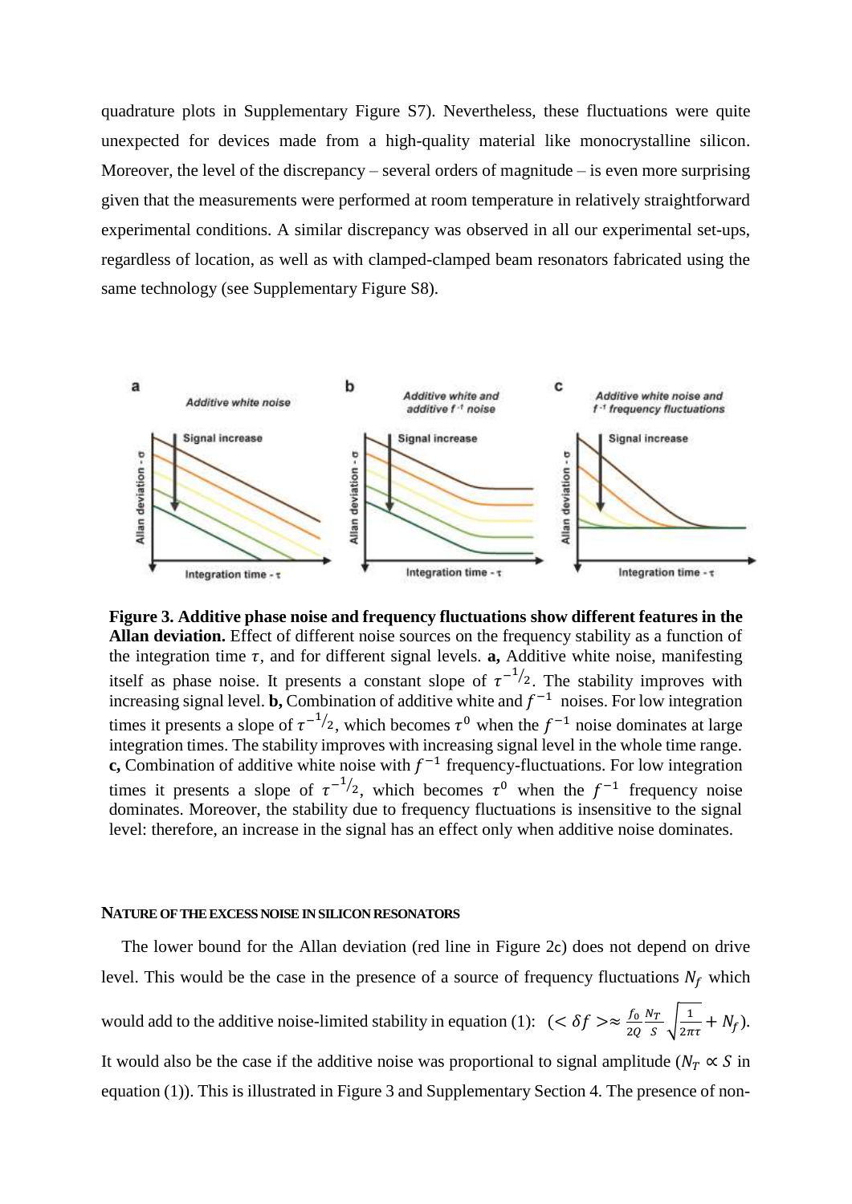quadrature plots in Supplementary Figure S7). Nevertheless, these fluctuations were quite unexpected for devices made from a high-quality material like monocrystalline silicon. Moreover, the level of the discrepancy – several orders of magnitude – is even more surprising given that the measurements were performed at room temperature in relatively straightforward experimental conditions. A similar discrepancy was observed in all our experimental set-ups, regardless of location, as well as with clamped-clamped beam resonators fabricated using the same technology (see Supplementary Figure S8).

**Figure 3. Additive phase noise and frequency fluctuations show different features in the Allan deviation.** Effect of different noise sources on the frequency stability as a function of the integration time $\tau$, and for different signal levels. **a,** Additive white noise, manifesting itself as phase noise. It presents a constant slope of $\tau^{-1/2}$. The stability improves with increasing signal level. **b,** Combination of additive white and $f^{-1}$ noises. For low integration times it presents a slope of $\tau^{-1/2}$, which becomes $\tau^{0}$ when the $f^{-1}$ noise dominates at large integration times. The stability improves with increasing signal level in the whole time range. **c,** Combination of additive white noise with $f^{-1}$ frequency-fluctuations. For low integration times it presents a slope of $\tau^{-1/2}$, which becomes $\tau^{0}$ when the $f^{-1}$ frequency noise dominates. Moreover, the stability due to frequency fluctuations is insensitive to the signal level: therefore, an increase in the signal has an effect only when additive noise dominates.

#### NATURE OF THE EXCESS NOISE IN SILICON RESONATORS

The lower bound for the Allan deviation (red line in Figure 2c) does not depend on drive level. This would be the case in the presence of a source of frequency fluctuations $N_f$ which would add to the additive noise-limited stability in equation (1): $(<\delta f> \approx \frac{f_0}{2Q}\frac{N_T}{S}\sqrt{\frac{1}{2\pi\tau}} + N_f)$. It would also be the case if the additive noise was proportional to signal amplitude ($N_T \propto S$ in equation (1)). This is illustrated in Figure 3 and Supplementary Section 4. The presence of non-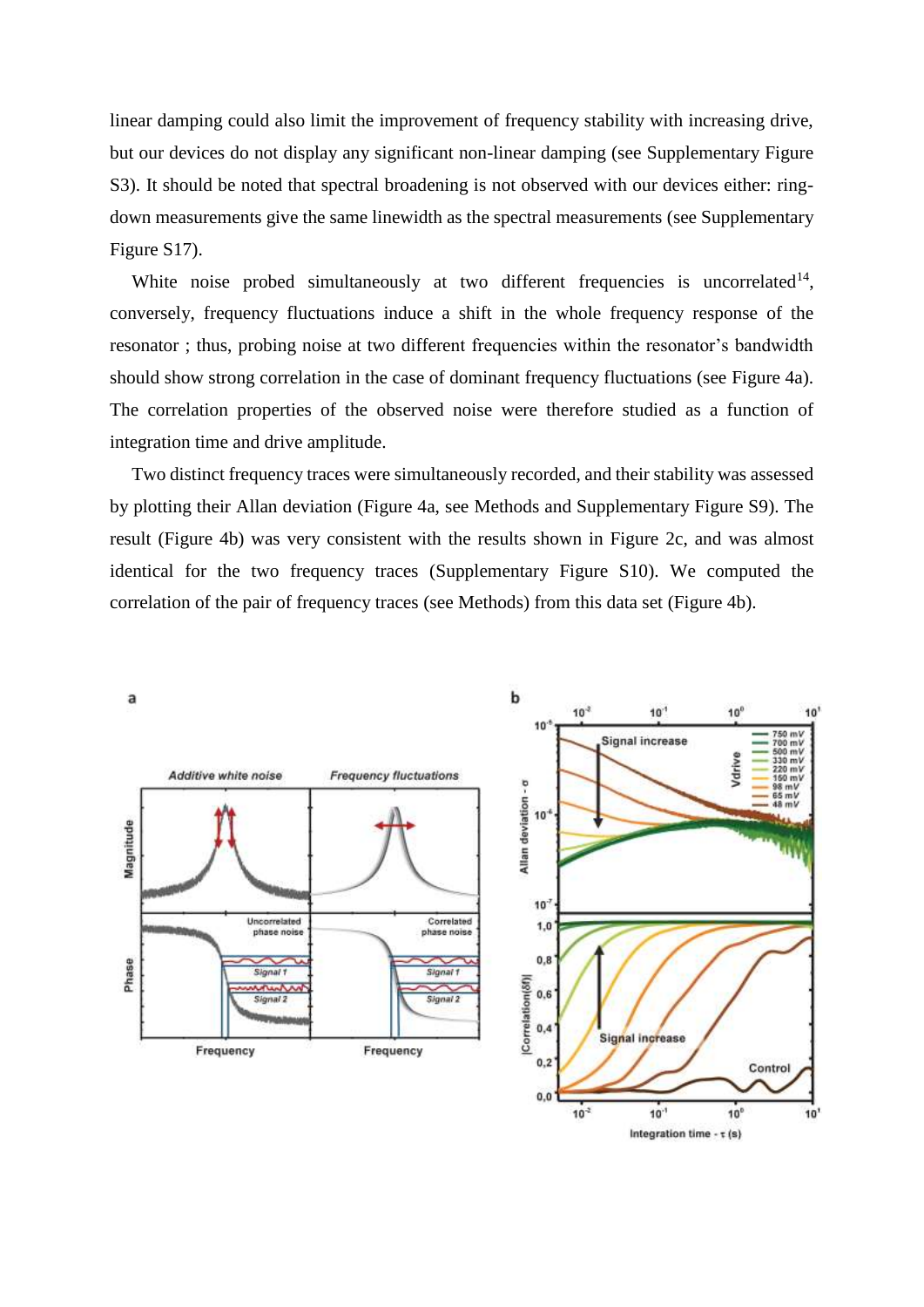linear damping could also limit the improvement of frequency stability with increasing drive, but our devices do not display any significant non-linear damping (see Supplementary Figure S3). It should be noted that spectral broadening is not observed with our devices either: ring-down measurements give the same linewidth as the spectral measurements (see Supplementary Figure S17).

White noise probed simultaneously at two different frequencies is uncorrelated[14], conversely, frequency fluctuations induce a shift in the whole frequency response of the resonator ; thus, probing noise at two different frequencies within the resonator's bandwidth should show strong correlation in the case of dominant frequency fluctuations (see Figure 4a). The correlation properties of the observed noise were therefore studied as a function of integration time and drive amplitude.

Two distinct frequency traces were simultaneously recorded, and their stability was assessed by plotting their Allan deviation (Figure 4a, see Methods and Supplementary Figure S9). The result (Figure 4b) was very consistent with the results shown in Figure 2c, and was almost identical for the two frequency traces (Supplementary Figure S10). We computed the correlation of the pair of frequency traces (see Methods) from this data set (Figure 4b).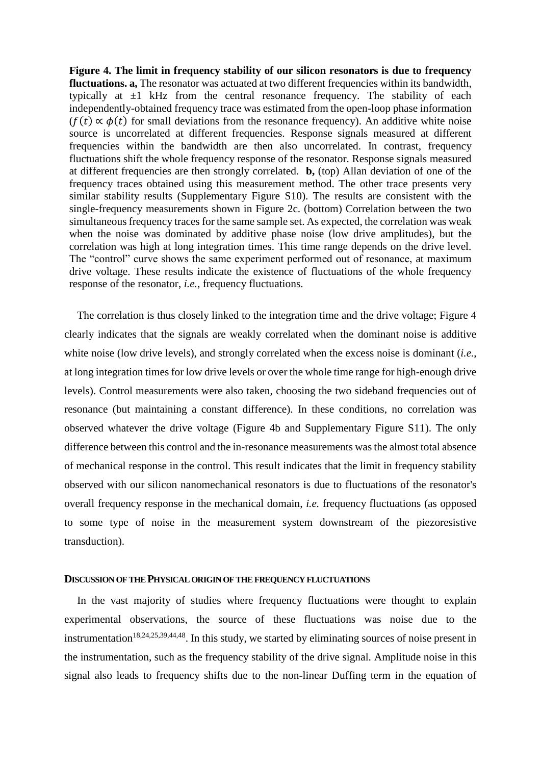**Figure 4. The limit in frequency stability of our silicon resonators is due to frequency fluctuations. a,** The resonator was actuated at two different frequencies within its bandwidth, typically at ±1 kHz from the central resonance frequency. The stability of each independently-obtained frequency trace was estimated from the open-loop phase information ($f(t) \propto \phi(t)$ for small deviations from the resonance frequency). An additive white noise source is uncorrelated at different frequencies. Response signals measured at different frequencies within the bandwidth are then also uncorrelated. In contrast, frequency fluctuations shift the whole frequency response of the resonator. Response signals measured at different frequencies are then strongly correlated. **b,** (top) Allan deviation of one of the frequency traces obtained using this measurement method. The other trace presents very similar stability results (Supplementary Figure S10). The results are consistent with the single-frequency measurements shown in Figure 2c. (bottom) Correlation between the two simultaneous frequency traces for the same sample set. As expected, the correlation was weak when the noise was dominated by additive phase noise (low drive amplitudes), but the correlation was high at long integration times. This time range depends on the drive level. The "control" curve shows the same experiment performed out of resonance, at maximum drive voltage. These results indicate the existence of fluctuations of the whole frequency response of the resonator, *i.e.*, frequency fluctuations.

The correlation is thus closely linked to the integration time and the drive voltage; Figure 4 clearly indicates that the signals are weakly correlated when the dominant noise is additive white noise (low drive levels), and strongly correlated when the excess noise is dominant (*i.e.*, at long integration times for low drive levels or over the whole time range for high-enough drive levels). Control measurements were also taken, choosing the two sideband frequencies out of resonance (but maintaining a constant difference). In these conditions, no correlation was observed whatever the drive voltage (Figure 4b and Supplementary Figure S11). The only difference between this control and the in-resonance measurements was the almost total absence of mechanical response in the control. This result indicates that the limit in frequency stability observed with our silicon nanomechanical resonators is due to fluctuations of the resonator's overall frequency response in the mechanical domain, *i.e.* frequency fluctuations (as opposed to some type of noise in the measurement system downstream of the piezoresistive transduction).

## DISCUSSION OF THE PHYSICAL ORIGIN OF THE FREQUENCY FLUCTUATIONS

In the vast majority of studies where frequency fluctuations were thought to explain experimental observations, the source of these fluctuations was noise due to the instrumentation[18,24,25,39,44,48]. In this study, we started by eliminating sources of noise present in the instrumentation, such as the frequency stability of the drive signal. Amplitude noise in this signal also leads to frequency shifts due to the non-linear Duffing term in the equation of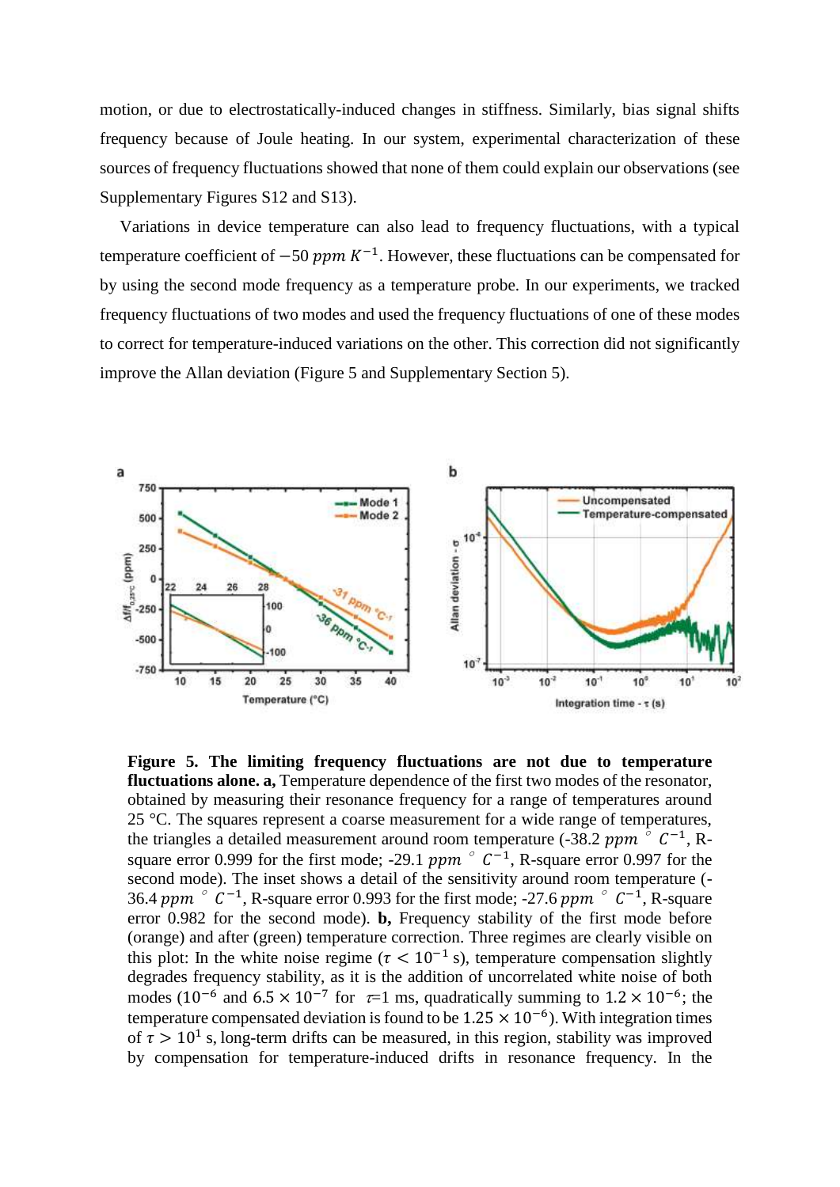motion, or due to electrostatically-induced changes in stiffness. Similarly, bias signal shifts frequency because of Joule heating. In our system, experimental characterization of these sources of frequency fluctuations showed that none of them could explain our observations (see Supplementary Figures S12 and S13).

Variations in device temperature can also lead to frequency fluctuations, with a typical temperature coefficient of $-50\ ppm\ K^{-1}$. However, these fluctuations can be compensated for by using the second mode frequency as a temperature probe. In our experiments, we tracked frequency fluctuations of two modes and used the frequency fluctuations of one of these modes to correct for temperature-induced variations on the other. This correction did not significantly improve the Allan deviation (Figure 5 and Supplementary Section 5).

**Figure 5. The limiting frequency fluctuations are not due to temperature fluctuations alone. a,** Temperature dependence of the first two modes of the resonator, obtained by measuring their resonance frequency for a range of temperatures around 25 °C. The squares represent a coarse measurement for a wide range of temperatures, the triangles a detailed measurement around room temperature (-38.2 $ppm\ ^\circ C^{-1}$, R-square error 0.999 for the first mode; -29.1 $ppm\ ^\circ C^{-1}$, R-square error 0.997 for the second mode). The inset shows a detail of the sensitivity around room temperature (-36.4 $ppm\ ^\circ C^{-1}$, R-square error 0.993 for the first mode; -27.6 $ppm\ ^\circ C^{-1}$, R-square error 0.982 for the second mode). **b,** Frequency stability of the first mode before (orange) and after (green) temperature correction. Three regimes are clearly visible on this plot: In the white noise regime ($\tau < 10^{-1}$ s), temperature compensation slightly degrades frequency stability, as it is the addition of uncorrelated white noise of both modes ($10^{-6}$ and $6.5 \times 10^{-7}$ for $\tau$=1 ms, quadratically summing to $1.2 \times 10^{-6}$; the temperature compensated deviation is found to be $1.25 \times 10^{-6}$). With integration times of $\tau > 10^{1}$ s, long-term drifts can be measured, in this region, stability was improved by compensation for temperature-induced drifts in resonance frequency. In the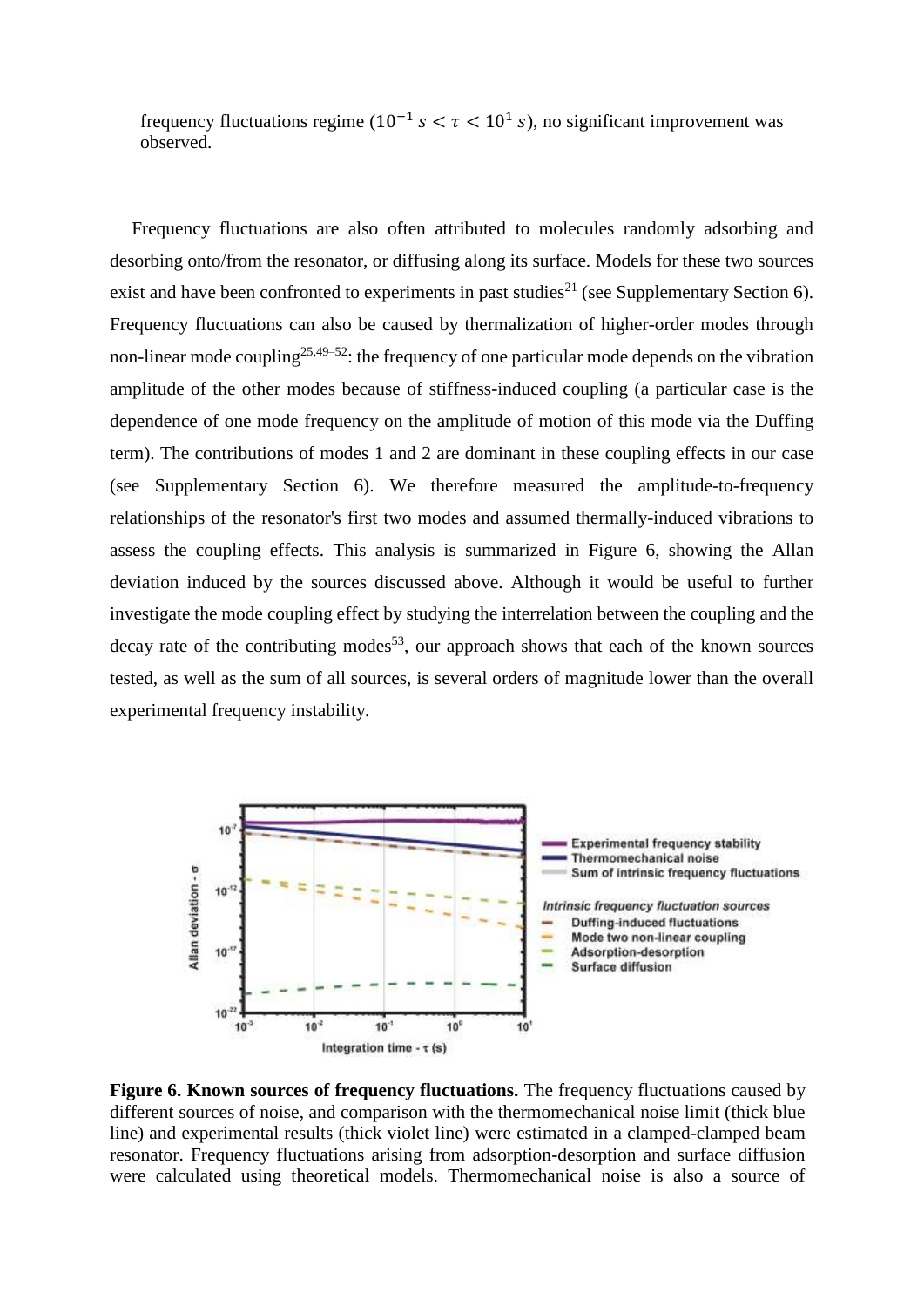frequency fluctuations regime ($10^{-1}\ s < \tau < 10^{1}\ s$), no significant improvement was observed.

Frequency fluctuations are also often attributed to molecules randomly adsorbing and desorbing onto/from the resonator, or diffusing along its surface. Models for these two sources exist and have been confronted to experiments in past studies[21] (see Supplementary Section 6). Frequency fluctuations can also be caused by thermalization of higher-order modes through non-linear mode coupling[25,49–52]: the frequency of one particular mode depends on the vibration amplitude of the other modes because of stiffness-induced coupling (a particular case is the dependence of one mode frequency on the amplitude of motion of this mode via the Duffing term). The contributions of modes 1 and 2 are dominant in these coupling effects in our case (see Supplementary Section 6). We therefore measured the amplitude-to-frequency relationships of the resonator's first two modes and assumed thermally-induced vibrations to assess the coupling effects. This analysis is summarized in Figure 6, showing the Allan deviation induced by the sources discussed above. Although it would be useful to further investigate the mode coupling effect by studying the interrelation between the coupling and the decay rate of the contributing modes[53], our approach shows that each of the known sources tested, as well as the sum of all sources, is several orders of magnitude lower than the overall experimental frequency instability.

**Figure 6. Known sources of frequency fluctuations.** The frequency fluctuations caused by different sources of noise, and comparison with the thermomechanical noise limit (thick blue line) and experimental results (thick violet line) were estimated in a clamped-clamped beam resonator. Frequency fluctuations arising from adsorption-desorption and surface diffusion were calculated using theoretical models. Thermomechanical noise is also a source of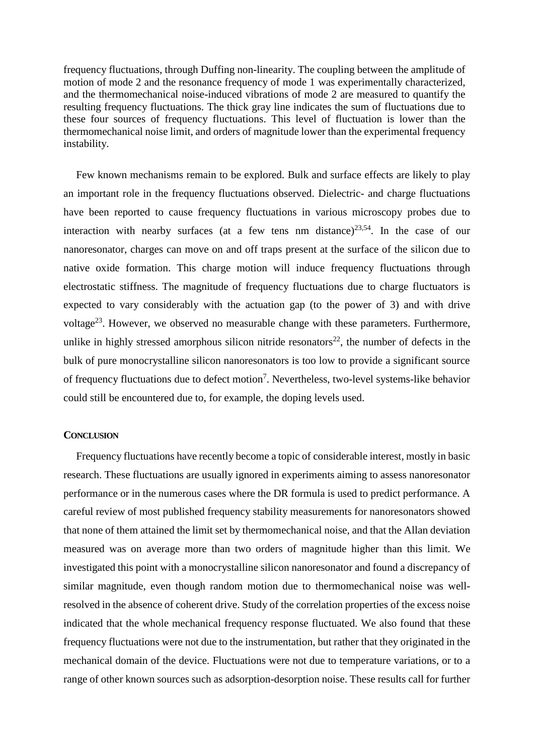frequency fluctuations, through Duffing non-linearity. The coupling between the amplitude of motion of mode 2 and the resonance frequency of mode 1 was experimentally characterized, and the thermomechanical noise-induced vibrations of mode 2 are measured to quantify the resulting frequency fluctuations. The thick gray line indicates the sum of fluctuations due to these four sources of frequency fluctuations. This level of fluctuation is lower than the thermomechanical noise limit, and orders of magnitude lower than the experimental frequency instability.

Few known mechanisms remain to be explored. Bulk and surface effects are likely to play an important role in the frequency fluctuations observed. Dielectric- and charge fluctuations have been reported to cause frequency fluctuations in various microscopy probes due to interaction with nearby surfaces (at a few tens nm distance)[23,54]. In the case of our nanoresonator, charges can move on and off traps present at the surface of the silicon due to native oxide formation. This charge motion will induce frequency fluctuations through electrostatic stiffness. The magnitude of frequency fluctuations due to charge fluctuators is expected to vary considerably with the actuation gap (to the power of 3) and with drive voltage[23]. However, we observed no measurable change with these parameters. Furthermore, unlike in highly stressed amorphous silicon nitride resonators[22], the number of defects in the bulk of pure monocrystalline silicon nanoresonators is too low to provide a significant source of frequency fluctuations due to defect motion[7]. Nevertheless, two-level systems-like behavior could still be encountered due to, for example, the doping levels used.

## Conclusion

Frequency fluctuations have recently become a topic of considerable interest, mostly in basic research. These fluctuations are usually ignored in experiments aiming to assess nanoresonator performance or in the numerous cases where the DR formula is used to predict performance. A careful review of most published frequency stability measurements for nanoresonators showed that none of them attained the limit set by thermomechanical noise, and that the Allan deviation measured was on average more than two orders of magnitude higher than this limit. We investigated this point with a monocrystalline silicon nanoresonator and found a discrepancy of similar magnitude, even though random motion due to thermomechanical noise was well-resolved in the absence of coherent drive. Study of the correlation properties of the excess noise indicated that the whole mechanical frequency response fluctuated. We also found that these frequency fluctuations were not due to the instrumentation, but rather that they originated in the mechanical domain of the device. Fluctuations were not due to temperature variations, or to a range of other known sources such as adsorption-desorption noise. These results call for further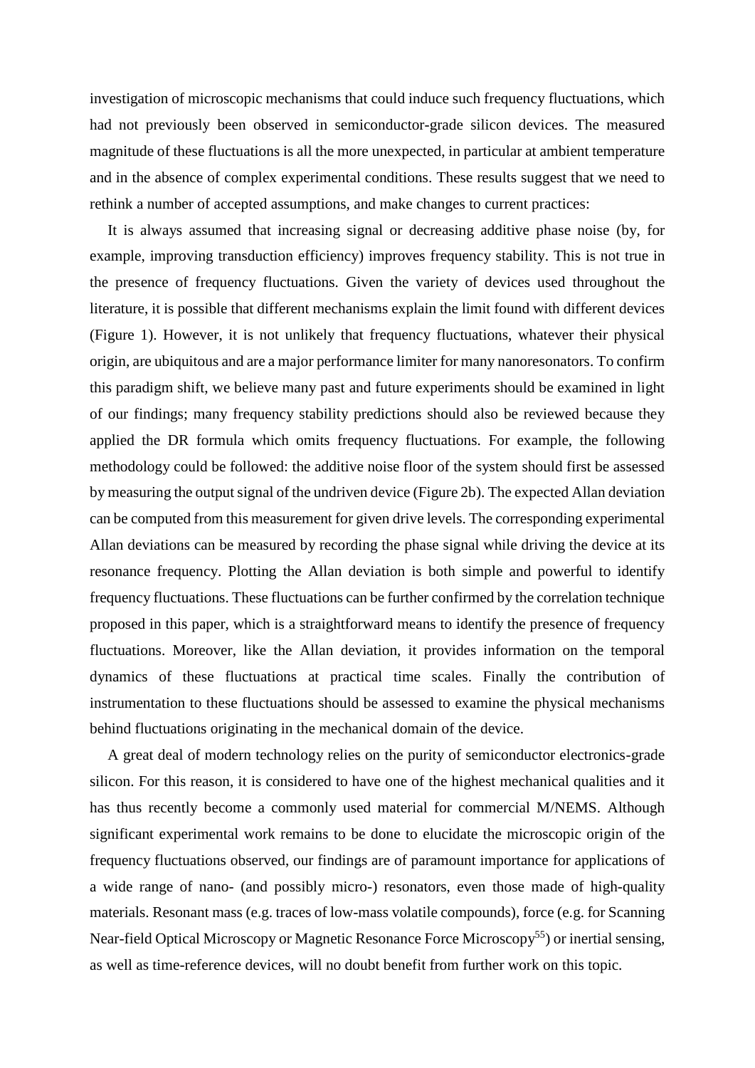investigation of microscopic mechanisms that could induce such frequency fluctuations, which had not previously been observed in semiconductor-grade silicon devices. The measured magnitude of these fluctuations is all the more unexpected, in particular at ambient temperature and in the absence of complex experimental conditions. These results suggest that we need to rethink a number of accepted assumptions, and make changes to current practices:

It is always assumed that increasing signal or decreasing additive phase noise (by, for example, improving transduction efficiency) improves frequency stability. This is not true in the presence of frequency fluctuations. Given the variety of devices used throughout the literature, it is possible that different mechanisms explain the limit found with different devices (Figure 1). However, it is not unlikely that frequency fluctuations, whatever their physical origin, are ubiquitous and are a major performance limiter for many nanoresonators. To confirm this paradigm shift, we believe many past and future experiments should be examined in light of our findings; many frequency stability predictions should also be reviewed because they applied the DR formula which omits frequency fluctuations. For example, the following methodology could be followed: the additive noise floor of the system should first be assessed by measuring the output signal of the undriven device (Figure 2b). The expected Allan deviation can be computed from this measurement for given drive levels. The corresponding experimental Allan deviations can be measured by recording the phase signal while driving the device at its resonance frequency. Plotting the Allan deviation is both simple and powerful to identify frequency fluctuations. These fluctuations can be further confirmed by the correlation technique proposed in this paper, which is a straightforward means to identify the presence of frequency fluctuations. Moreover, like the Allan deviation, it provides information on the temporal dynamics of these fluctuations at practical time scales. Finally the contribution of instrumentation to these fluctuations should be assessed to examine the physical mechanisms behind fluctuations originating in the mechanical domain of the device.

A great deal of modern technology relies on the purity of semiconductor electronics-grade silicon. For this reason, it is considered to have one of the highest mechanical qualities and it has thus recently become a commonly used material for commercial M/NEMS. Although significant experimental work remains to be done to elucidate the microscopic origin of the frequency fluctuations observed, our findings are of paramount importance for applications of a wide range of nano- (and possibly micro-) resonators, even those made of high-quality materials. Resonant mass (e.g. traces of low-mass volatile compounds), force (e.g. for Scanning Near-field Optical Microscopy or Magnetic Resonance Force Microscopy[55]) or inertial sensing, as well as time-reference devices, will no doubt benefit from further work on this topic.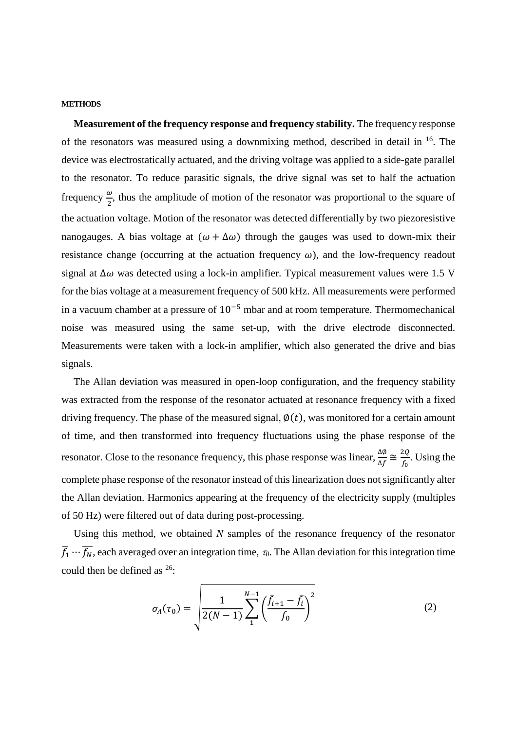## METHODS

**Measurement of the frequency response and frequency stability.** The frequency response of the resonators was measured using a downmixing method, described in detail in [16]. The device was electrostatically actuated, and the driving voltage was applied to a side-gate parallel to the resonator. To reduce parasitic signals, the drive signal was set to half the actuation frequency $\frac{\omega}{2}$, thus the amplitude of motion of the resonator was proportional to the square of the actuation voltage. Motion of the resonator was detected differentially by two piezoresistive nanogauges. A bias voltage at $(\omega + \Delta\omega)$ through the gauges was used to down-mix their resistance change (occurring at the actuation frequency $\omega$), and the low-frequency readout signal at $\Delta\omega$ was detected using a lock-in amplifier. Typical measurement values were 1.5 V for the bias voltage at a measurement frequency of 500 kHz. All measurements were performed in a vacuum chamber at a pressure of $10^{-5}$ mbar and at room temperature. Thermomechanical noise was measured using the same set-up, with the drive electrode disconnected. Measurements were taken with a lock-in amplifier, which also generated the drive and bias signals.

The Allan deviation was measured in open-loop configuration, and the frequency stability was extracted from the response of the resonator actuated at resonance frequency with a fixed driving frequency. The phase of the measured signal, $\emptyset(t)$, was monitored for a certain amount of time, and then transformed into frequency fluctuations using the phase response of the resonator. Close to the resonance frequency, this phase response was linear, $\frac{\Delta\emptyset}{\Delta f} \cong \frac{2Q}{f_0}$. Using the complete phase response of the resonator instead of this linearization does not significantly alter the Allan deviation. Harmonics appearing at the frequency of the electricity supply (multiples of 50 Hz) were filtered out of data during post-processing.

Using this method, we obtained $N$ samples of the resonance frequency of the resonator $\bar{f}_1 \cdots \overline{f_N}$, each averaged over an integration time, $\tau_0$. The Allan deviation for this integration time could then be defined as [26]:

$$\sigma_A(\tau_0) = \sqrt{\frac{1}{2(N-1)} \sum_{1}^{N-1} \left(\frac{\bar{f}_{i+1} - \bar{f}_i}{f_0}\right)^2} \tag{2}$$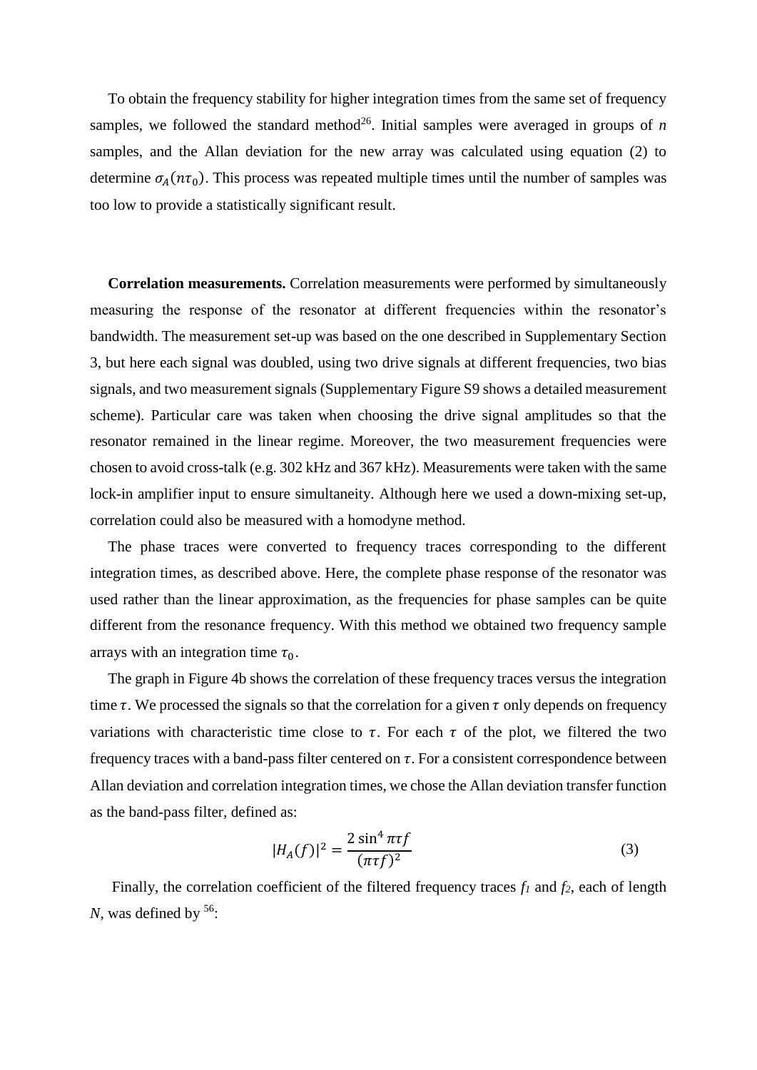To obtain the frequency stability for higher integration times from the same set of frequency samples, we followed the standard method[26]. Initial samples were averaged in groups of $n$ samples, and the Allan deviation for the new array was calculated using equation (2) to determine $\sigma_A(n\tau_0)$. This process was repeated multiple times until the number of samples was too low to provide a statistically significant result.

**Correlation measurements.** Correlation measurements were performed by simultaneously measuring the response of the resonator at different frequencies within the resonator's bandwidth. The measurement set-up was based on the one described in Supplementary Section 3, but here each signal was doubled, using two drive signals at different frequencies, two bias signals, and two measurement signals (Supplementary Figure S9 shows a detailed measurement scheme). Particular care was taken when choosing the drive signal amplitudes so that the resonator remained in the linear regime. Moreover, the two measurement frequencies were chosen to avoid cross-talk (e.g. 302 kHz and 367 kHz). Measurements were taken with the same lock-in amplifier input to ensure simultaneity. Although here we used a down-mixing set-up, correlation could also be measured with a homodyne method.

The phase traces were converted to frequency traces corresponding to the different integration times, as described above. Here, the complete phase response of the resonator was used rather than the linear approximation, as the frequencies for phase samples can be quite different from the resonance frequency. With this method we obtained two frequency sample arrays with an integration time $\tau_0$.

The graph in Figure 4b shows the correlation of these frequency traces versus the integration time $\tau$. We processed the signals so that the correlation for a given $\tau$ only depends on frequency variations with characteristic time close to $\tau$. For each $\tau$ of the plot, we filtered the two frequency traces with a band-pass filter centered on $\tau$. For a consistent correspondence between Allan deviation and correlation integration times, we chose the Allan deviation transfer function as the band-pass filter, defined as:

$$|H_A(f)|^2 = \frac{2\sin^4 \pi\tau f}{(\pi\tau f)^2} \tag{3}$$

Finally, the correlation coefficient of the filtered frequency traces $f_1$ and $f_2$, each of length $N$, was defined by [56]: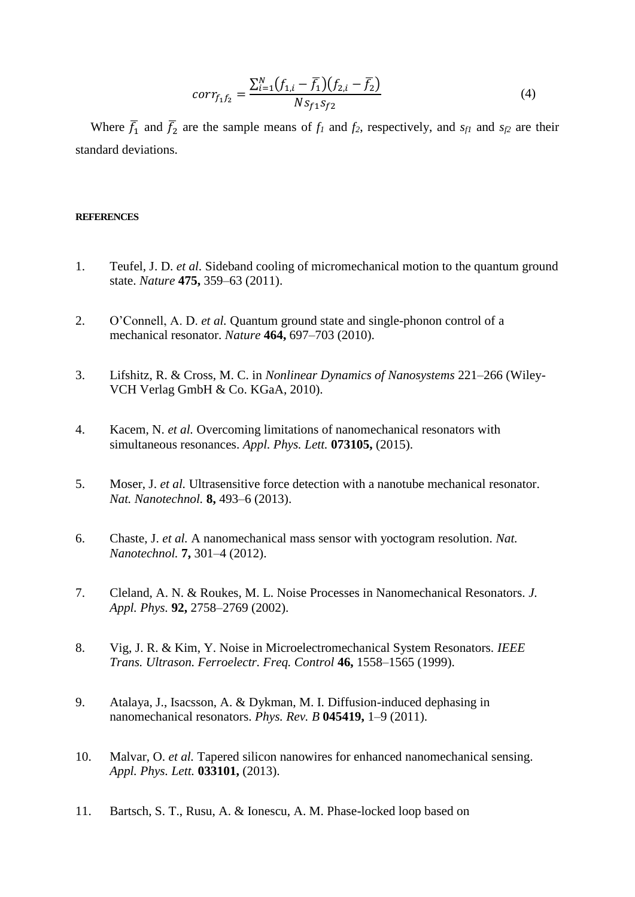$$corr_{f_1 f_2} = \frac{\sum_{i=1}^{N}(f_{1,i} - \overline{f_1})(f_{2,i} - \overline{f_2})}{N s_{f1} s_{f2}} \tag{4}$$

Where $\overline{f_1}$ and $\overline{f_2}$ are the sample means of $f_1$ and $f_2$, respectively, and $s_{f1}$ and $s_{f2}$ are their standard deviations.

## REFERENCES

1. Teufel, J. D. *et al.* Sideband cooling of micromechanical motion to the quantum ground state. *Nature* **475,** 359–63 (2011).

2. O'Connell, A. D. *et al.* Quantum ground state and single-phonon control of a mechanical resonator. *Nature* **464,** 697–703 (2010).

3. Lifshitz, R. & Cross, M. C. in *Nonlinear Dynamics of Nanosystems* 221–266 (Wiley-VCH Verlag GmbH & Co. KGaA, 2010).

4. Kacem, N. *et al.* Overcoming limitations of nanomechanical resonators with simultaneous resonances. *Appl. Phys. Lett.* **073105,** (2015).

5. Moser, J. *et al.* Ultrasensitive force detection with a nanotube mechanical resonator. *Nat. Nanotechnol.* **8,** 493–6 (2013).

6. Chaste, J. *et al.* A nanomechanical mass sensor with yoctogram resolution. *Nat. Nanotechnol.* **7,** 301–4 (2012).

7. Cleland, A. N. & Roukes, M. L. Noise Processes in Nanomechanical Resonators. *J. Appl. Phys.* **92,** 2758–2769 (2002).

8. Vig, J. R. & Kim, Y. Noise in Microelectromechanical System Resonators. *IEEE Trans. Ultrason. Ferroelectr. Freq. Control* **46,** 1558–1565 (1999).

9. Atalaya, J., Isacsson, A. & Dykman, M. I. Diffusion-induced dephasing in nanomechanical resonators. *Phys. Rev. B* **045419,** 1–9 (2011).

10. Malvar, O. *et al.* Tapered silicon nanowires for enhanced nanomechanical sensing. *Appl. Phys. Lett.* **033101,** (2013).

11. Bartsch, S. T., Rusu, A. & Ionescu, A. M. Phase-locked loop based on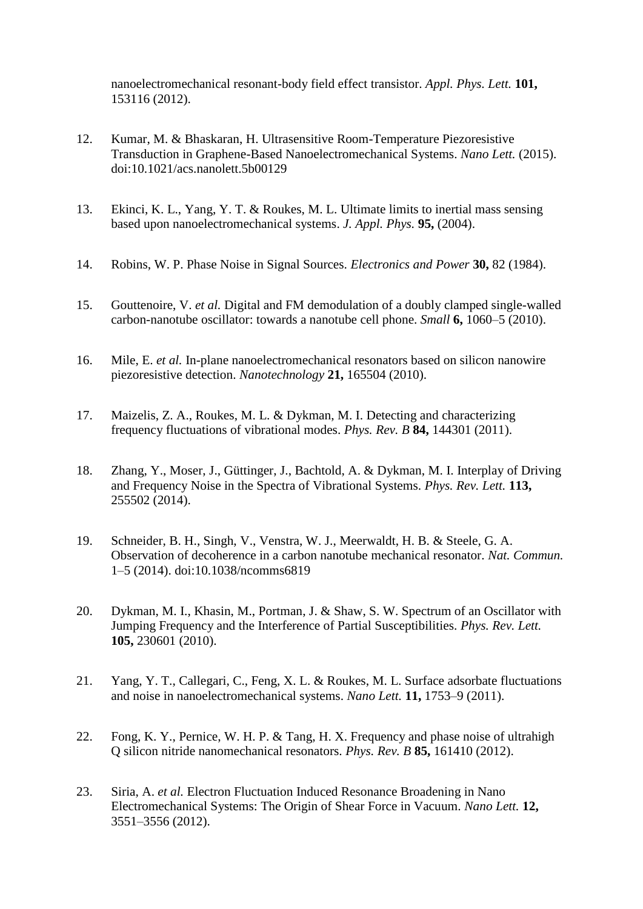nanoelectromechanical resonant-body field effect transistor. *Appl. Phys. Lett.* **101,** 153116 (2012).

12. Kumar, M. & Bhaskaran, H. Ultrasensitive Room-Temperature Piezoresistive Transduction in Graphene-Based Nanoelectromechanical Systems. *Nano Lett.* (2015). doi:10.1021/acs.nanolett.5b00129

13. Ekinci, K. L., Yang, Y. T. & Roukes, M. L. Ultimate limits to inertial mass sensing based upon nanoelectromechanical systems. *J. Appl. Phys.* **95,** (2004).

14. Robins, W. P. Phase Noise in Signal Sources. *Electronics and Power* **30,** 82 (1984).

15. Gouttenoire, V. *et al.* Digital and FM demodulation of a doubly clamped single-walled carbon-nanotube oscillator: towards a nanotube cell phone. *Small* **6,** 1060–5 (2010).

16. Mile, E. *et al.* In-plane nanoelectromechanical resonators based on silicon nanowire piezoresistive detection. *Nanotechnology* **21,** 165504 (2010).

17. Maizelis, Z. A., Roukes, M. L. & Dykman, M. I. Detecting and characterizing frequency fluctuations of vibrational modes. *Phys. Rev. B* **84,** 144301 (2011).

18. Zhang, Y., Moser, J., Güttinger, J., Bachtold, A. & Dykman, M. I. Interplay of Driving and Frequency Noise in the Spectra of Vibrational Systems. *Phys. Rev. Lett.* **113,** 255502 (2014).

19. Schneider, B. H., Singh, V., Venstra, W. J., Meerwaldt, H. B. & Steele, G. A. Observation of decoherence in a carbon nanotube mechanical resonator. *Nat. Commun.* 1–5 (2014). doi:10.1038/ncomms6819

20. Dykman, M. I., Khasin, M., Portman, J. & Shaw, S. W. Spectrum of an Oscillator with Jumping Frequency and the Interference of Partial Susceptibilities. *Phys. Rev. Lett.* **105,** 230601 (2010).

21. Yang, Y. T., Callegari, C., Feng, X. L. & Roukes, M. L. Surface adsorbate fluctuations and noise in nanoelectromechanical systems. *Nano Lett.* **11,** 1753–9 (2011).

22. Fong, K. Y., Pernice, W. H. P. & Tang, H. X. Frequency and phase noise of ultrahigh Q silicon nitride nanomechanical resonators. *Phys. Rev. B* **85,** 161410 (2012).

23. Siria, A. *et al.* Electron Fluctuation Induced Resonance Broadening in Nano Electromechanical Systems: The Origin of Shear Force in Vacuum. *Nano Lett.* **12,** 3551–3556 (2012).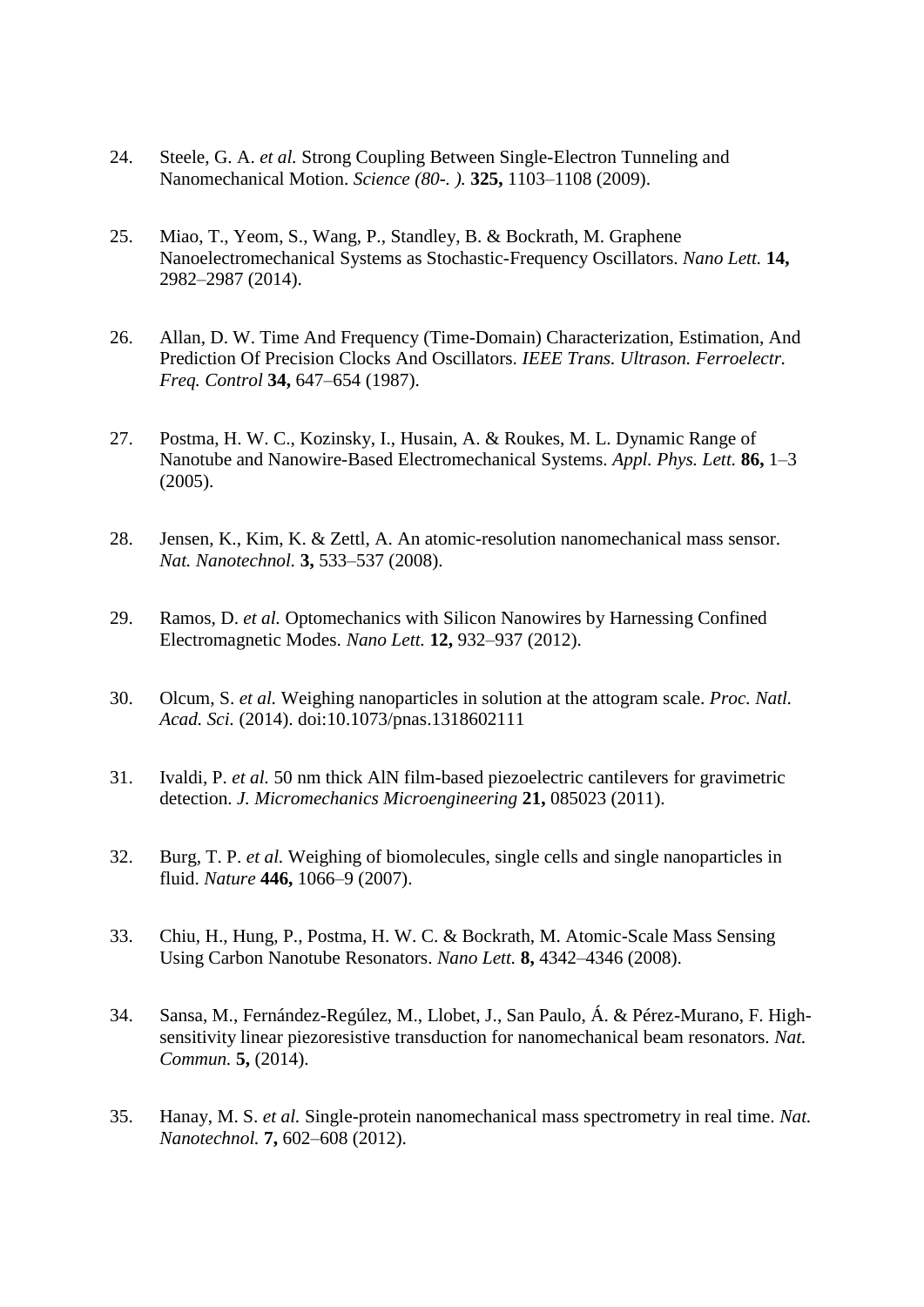24. Steele, G. A. *et al.* Strong Coupling Between Single-Electron Tunneling and Nanomechanical Motion. *Science (80-. ).* **325,** 1103–1108 (2009).

25. Miao, T., Yeom, S., Wang, P., Standley, B. & Bockrath, M. Graphene Nanoelectromechanical Systems as Stochastic-Frequency Oscillators. *Nano Lett.* **14,** 2982–2987 (2014).

26. Allan, D. W. Time And Frequency (Time-Domain) Characterization, Estimation, And Prediction Of Precision Clocks And Oscillators. *IEEE Trans. Ultrason. Ferroelectr. Freq. Control* **34,** 647–654 (1987).

27. Postma, H. W. C., Kozinsky, I., Husain, A. & Roukes, M. L. Dynamic Range of Nanotube and Nanowire-Based Electromechanical Systems. *Appl. Phys. Lett.* **86,** 1–3 (2005).

28. Jensen, K., Kim, K. & Zettl, A. An atomic-resolution nanomechanical mass sensor. *Nat. Nanotechnol.* **3,** 533–537 (2008).

29. Ramos, D. *et al.* Optomechanics with Silicon Nanowires by Harnessing Confined Electromagnetic Modes. *Nano Lett.* **12,** 932–937 (2012).

30. Olcum, S. *et al.* Weighing nanoparticles in solution at the attogram scale. *Proc. Natl. Acad. Sci.* (2014). doi:10.1073/pnas.1318602111

31. Ivaldi, P. *et al.* 50 nm thick AlN film-based piezoelectric cantilevers for gravimetric detection. *J. Micromechanics Microengineering* **21,** 085023 (2011).

32. Burg, T. P. *et al.* Weighing of biomolecules, single cells and single nanoparticles in fluid. *Nature* **446,** 1066–9 (2007).

33. Chiu, H., Hung, P., Postma, H. W. C. & Bockrath, M. Atomic-Scale Mass Sensing Using Carbon Nanotube Resonators. *Nano Lett.* **8,** 4342–4346 (2008).

34. Sansa, M., Fernández-Regúlez, M., Llobet, J., San Paulo, Á. & Pérez-Murano, F. High-sensitivity linear piezoresistive transduction for nanomechanical beam resonators. *Nat. Commun.* **5,** (2014).

35. Hanay, M. S. *et al.* Single-protein nanomechanical mass spectrometry in real time. *Nat. Nanotechnol.* **7,** 602–608 (2012).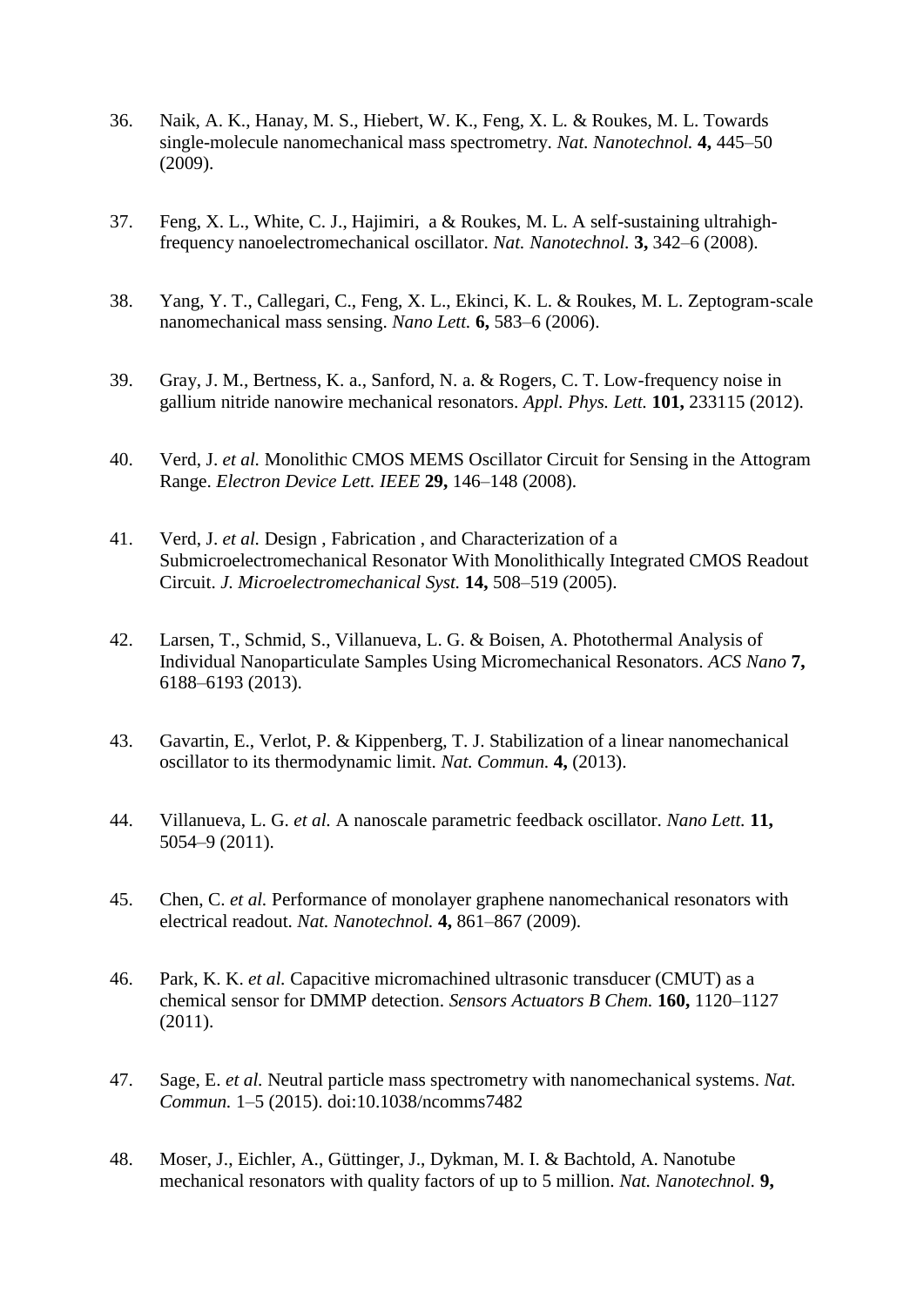36. Naik, A. K., Hanay, M. S., Hiebert, W. K., Feng, X. L. & Roukes, M. L. Towards single-molecule nanomechanical mass spectrometry. *Nat. Nanotechnol.* **4,** 445–50 (2009).

37. Feng, X. L., White, C. J., Hajimiri, a & Roukes, M. L. A self-sustaining ultrahigh-frequency nanoelectromechanical oscillator. *Nat. Nanotechnol.* **3,** 342–6 (2008).

38. Yang, Y. T., Callegari, C., Feng, X. L., Ekinci, K. L. & Roukes, M. L. Zeptogram-scale nanomechanical mass sensing. *Nano Lett.* **6,** 583–6 (2006).

39. Gray, J. M., Bertness, K. a., Sanford, N. a. & Rogers, C. T. Low-frequency noise in gallium nitride nanowire mechanical resonators. *Appl. Phys. Lett.* **101,** 233115 (2012).

40. Verd, J. *et al.* Monolithic CMOS MEMS Oscillator Circuit for Sensing in the Attogram Range. *Electron Device Lett. IEEE* **29,** 146–148 (2008).

41. Verd, J. *et al.* Design , Fabrication , and Characterization of a Submicroelectromechanical Resonator With Monolithically Integrated CMOS Readout Circuit. *J. Microelectromechanical Syst.* **14,** 508–519 (2005).

42. Larsen, T., Schmid, S., Villanueva, L. G. & Boisen, A. Photothermal Analysis of Individual Nanoparticulate Samples Using Micromechanical Resonators. *ACS Nano* **7,** 6188–6193 (2013).

43. Gavartin, E., Verlot, P. & Kippenberg, T. J. Stabilization of a linear nanomechanical oscillator to its thermodynamic limit. *Nat. Commun.* **4,** (2013).

44. Villanueva, L. G. *et al.* A nanoscale parametric feedback oscillator. *Nano Lett.* **11,** 5054–9 (2011).

45. Chen, C. *et al.* Performance of monolayer graphene nanomechanical resonators with electrical readout. *Nat. Nanotechnol.* **4,** 861–867 (2009).

46. Park, K. K. *et al.* Capacitive micromachined ultrasonic transducer (CMUT) as a chemical sensor for DMMP detection. *Sensors Actuators B Chem.* **160,** 1120–1127 (2011).

47. Sage, E. *et al.* Neutral particle mass spectrometry with nanomechanical systems. *Nat. Commun.* 1–5 (2015). doi:10.1038/ncomms7482

48. Moser, J., Eichler, A., Güttinger, J., Dykman, M. I. & Bachtold, A. Nanotube mechanical resonators with quality factors of up to 5 million. *Nat. Nanotechnol.* **9,**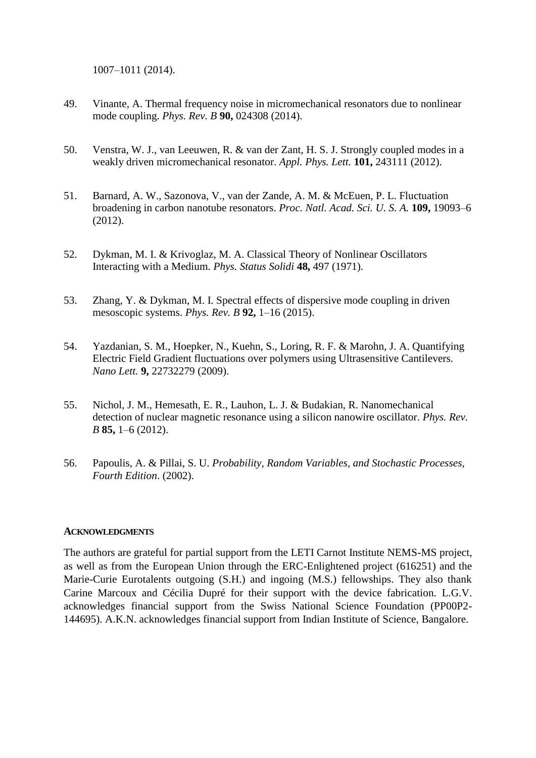1007–1011 (2014).

49. Vinante, A. Thermal frequency noise in micromechanical resonators due to nonlinear mode coupling. *Phys. Rev. B* **90,** 024308 (2014).

50. Venstra, W. J., van Leeuwen, R. & van der Zant, H. S. J. Strongly coupled modes in a weakly driven micromechanical resonator. *Appl. Phys. Lett.* **101,** 243111 (2012).

51. Barnard, A. W., Sazonova, V., van der Zande, A. M. & McEuen, P. L. Fluctuation broadening in carbon nanotube resonators. *Proc. Natl. Acad. Sci. U. S. A.* **109,** 19093–6 (2012).

52. Dykman, M. I. & Krivoglaz, M. A. Classical Theory of Nonlinear Oscillators Interacting with a Medium. *Phys. Status Solidi* **48,** 497 (1971).

53. Zhang, Y. & Dykman, M. I. Spectral effects of dispersive mode coupling in driven mesoscopic systems. *Phys. Rev. B* **92,** 1–16 (2015).

54. Yazdanian, S. M., Hoepker, N., Kuehn, S., Loring, R. F. & Marohn, J. A. Quantifying Electric Field Gradient fluctuations over polymers using Ultrasensitive Cantilevers. *Nano Lett.* **9,** 22732279 (2009).

55. Nichol, J. M., Hemesath, E. R., Lauhon, L. J. & Budakian, R. Nanomechanical detection of nuclear magnetic resonance using a silicon nanowire oscillator. *Phys. Rev. B* **85,** 1–6 (2012).

56. Papoulis, A. & Pillai, S. U. *Probability, Random Variables, and Stochastic Processes, Fourth Edition*. (2002).

## ACKNOWLEDGMENTS

The authors are grateful for partial support from the LETI Carnot Institute NEMS-MS project, as well as from the European Union through the ERC-Enlightened project (616251) and the Marie-Curie Eurotalents outgoing (S.H.) and ingoing (M.S.) fellowships. They also thank Carine Marcoux and Cécilia Dupré for their support with the device fabrication. L.G.V. acknowledges financial support from the Swiss National Science Foundation (PP00P2-144695). A.K.N. acknowledges financial support from Indian Institute of Science, Bangalore.